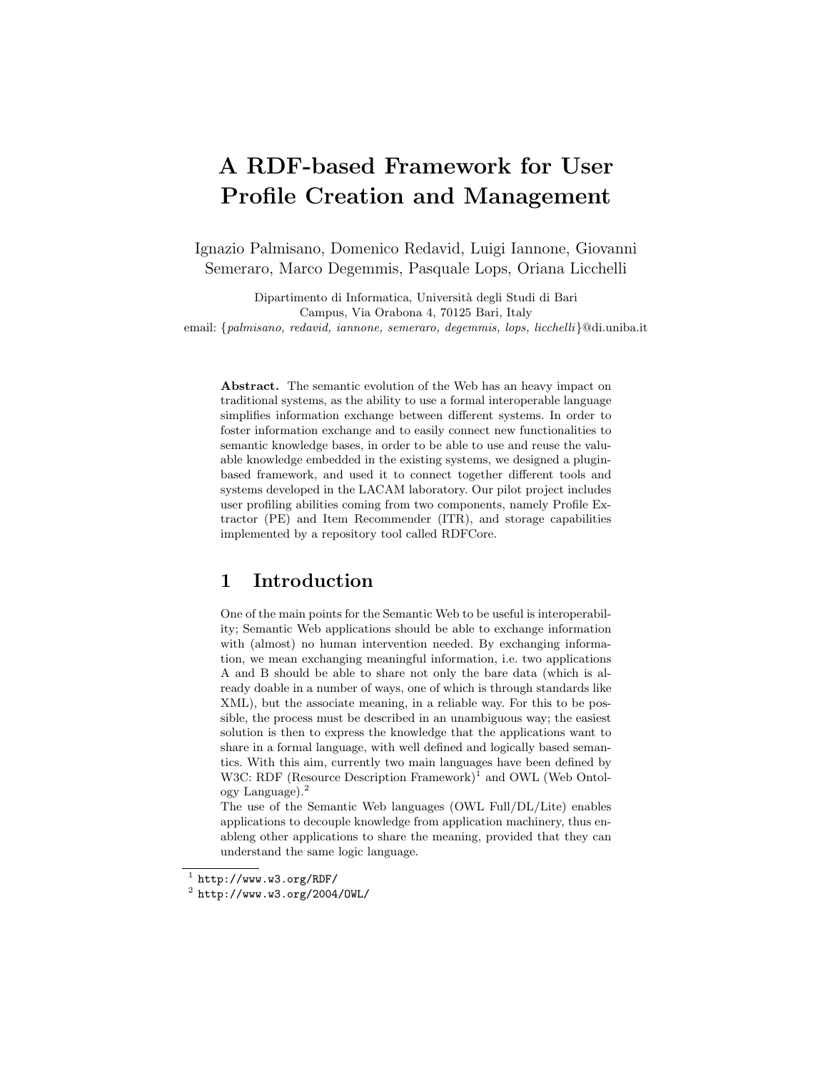# A RDF-based Framework for User Profile Creation and Management

Ignazio Palmisano, Domenico Redavid, Luigi Iannone, Giovanni Semeraro, Marco Degemmis, Pasquale Lops, Oriana Licchelli

Dipartimento di Informatica, Università degli Studi di Bari
Campus, Via Orabona 4, 70125 Bari, Italy
email: {*palmisano, redavid, iannone, semeraro, degemmis, lops, licchelli*}@di.uniba.it

**Abstract.** The semantic evolution of the Web has an heavy impact on traditional systems, as the ability to use a formal interoperable language simplifies information exchange between different systems. In order to foster information exchange and to easily connect new functionalities to semantic knowledge bases, in order to be able to use and reuse the valuable knowledge embedded in the existing systems, we designed a plugin-based framework, and used it to connect together different tools and systems developed in the LACAM laboratory. Our pilot project includes user profiling abilities coming from two components, namely Profile Extractor (PE) and Item Recommender (ITR), and storage capabilities implemented by a repository tool called RDFCore.

## 1 Introduction

One of the main points for the Semantic Web to be useful is interoperability; Semantic Web applications should be able to exchange information with (almost) no human intervention needed. By exchanging information, we mean exchanging meaningful information, i.e. two applications A and B should be able to share not only the bare data (which is already doable in a number of ways, one of which is through standards like XML), but the associate meaning, in a reliable way. For this to be possible, the process must be described in an unambiguous way; the easiest solution is then to express the knowledge that the applications want to share in a formal language, with well defined and logically based semantics. With this aim, currently two main languages have been defined by W3C: RDF (Resource Description Framework)[1] and OWL (Web Ontology Language).[2]
The use of the Semantic Web languages (OWL Full/DL/Lite) enables applications to decouple knowledge from application machinery, thus enableng other applications to share the meaning, provided that they can understand the same logic language.

[1] http://www.w3.org/RDF/
[2] http://www.w3.org/2004/OWL/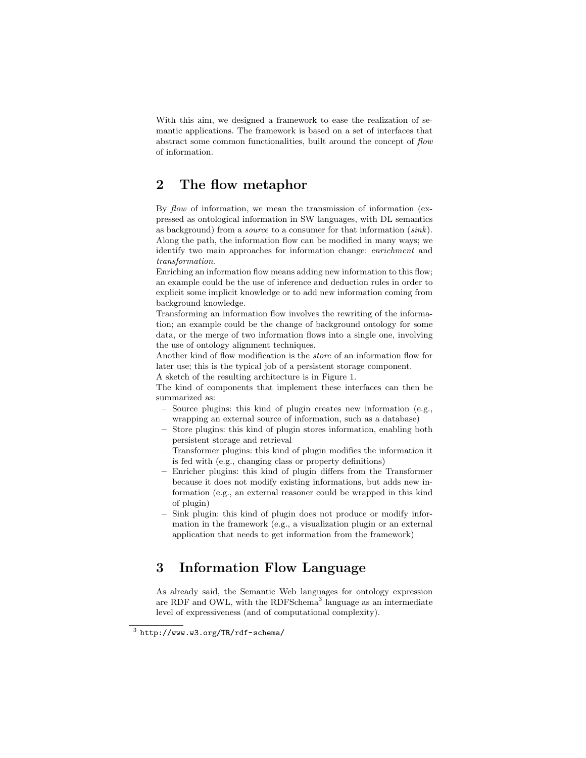With this aim, we designed a framework to ease the realization of semantic applications. The framework is based on a set of interfaces that abstract some common functionalities, built around the concept of *flow* of information.

## 2 The flow metaphor

By *flow* of information, we mean the transmission of information (expressed as ontological information in SW languages, with DL semantics as background) from a *source* to a consumer for that information (*sink*). Along the path, the information flow can be modified in many ways; we identify two main approaches for information change: *enrichment* and *transformation*.

Enriching an information flow means adding new information to this flow; an example could be the use of inference and deduction rules in order to explicit some implicit knowledge or to add new information coming from background knowledge.

Transforming an information flow involves the rewriting of the information; an example could be the change of background ontology for some data, or the merge of two information flows into a single one, involving the use of ontology alignment techniques.

Another kind of flow modification is the *store* of an information flow for later use; this is the typical job of a persistent storage component.

A sketch of the resulting architecture is in Figure 1.

The kind of components that implement these interfaces can then be summarized as:

- Source plugins: this kind of plugin creates new information (e.g., wrapping an external source of information, such as a database)
- Store plugins: this kind of plugin stores information, enabling both persistent storage and retrieval
- Transformer plugins: this kind of plugin modifies the information it is fed with (e.g., changing class or property definitions)
- Enricher plugins: this kind of plugin differs from the Transformer because it does not modify existing informations, but adds new information (e.g., an external reasoner could be wrapped in this kind of plugin)
- Sink plugin: this kind of plugin does not produce or modify information in the framework (e.g., a visualization plugin or an external application that needs to get information from the framework)

## 3 Information Flow Language

As already said, the Semantic Web languages for ontology expression are RDF and OWL, with the RDFSchema[3] language as an intermediate level of expressiveness (and of computational complexity).

[3] `http://www.w3.org/TR/rdf-schema/`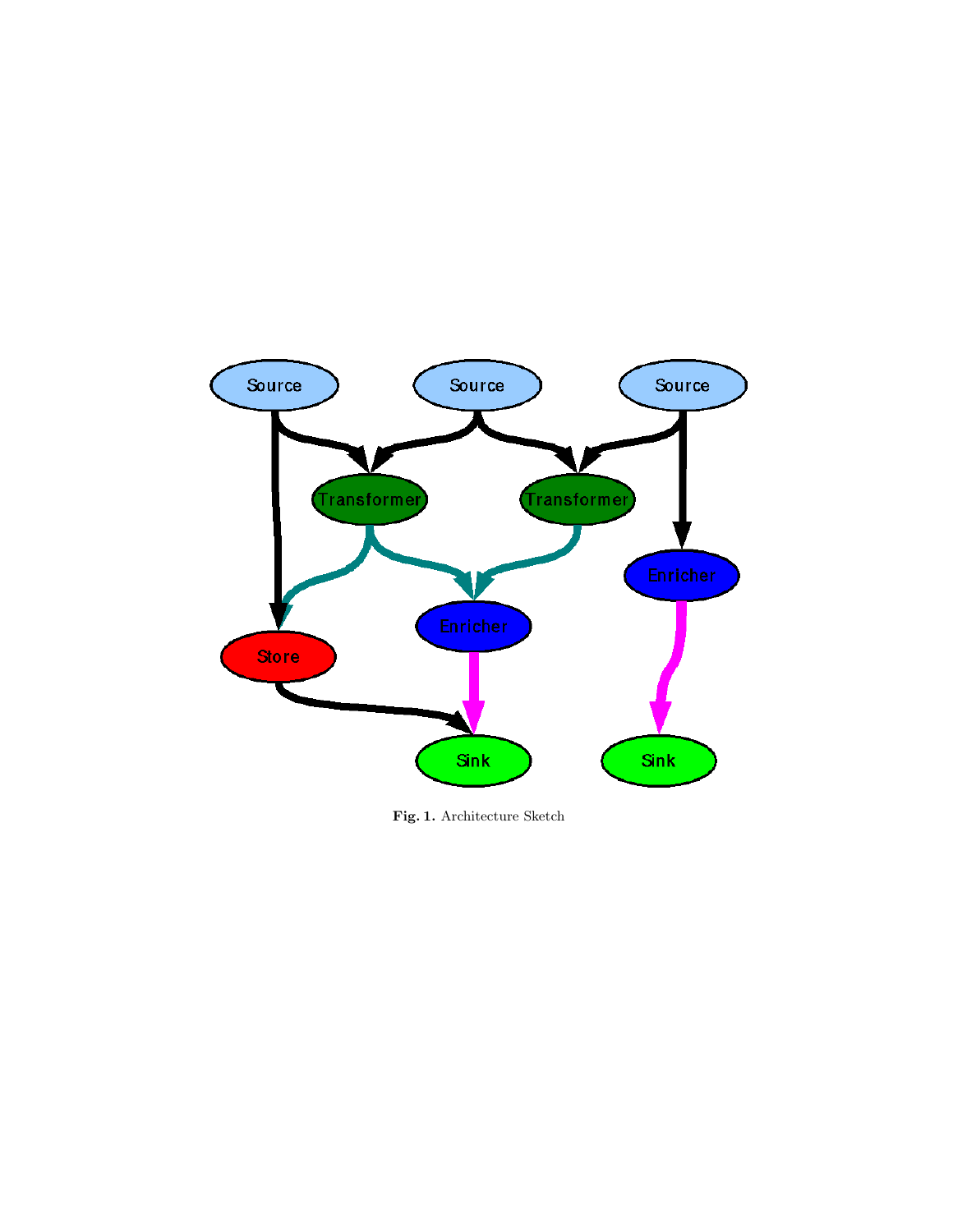**Fig. 1.** Architecture Sketch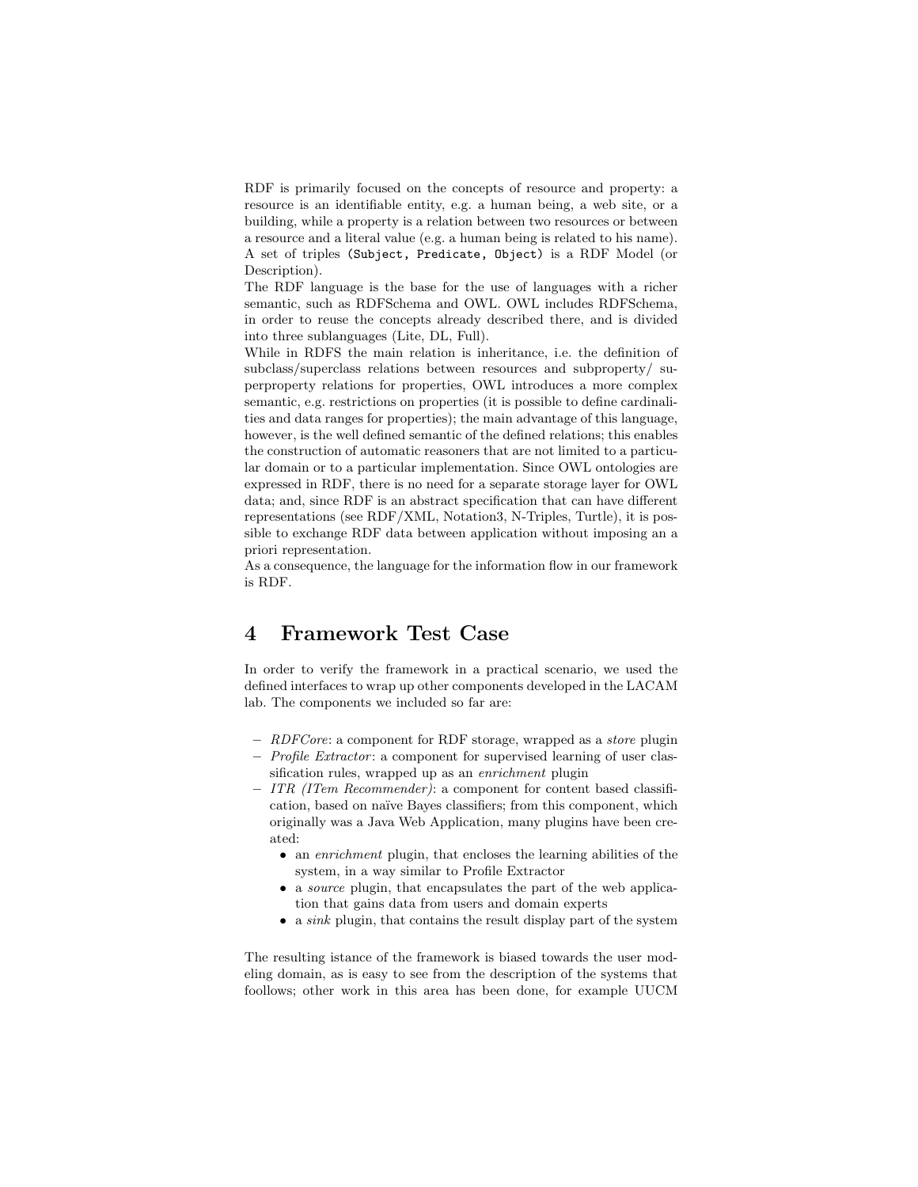RDF is primarily focused on the concepts of resource and property: a resource is an identifiable entity, e.g. a human being, a web site, or a building, while a property is a relation between two resources or between a resource and a literal value (e.g. a human being is related to his name). A set of triples `(Subject, Predicate, Object)` is a RDF Model (or Description).

The RDF language is the base for the use of languages with a richer semantic, such as RDFSchema and OWL. OWL includes RDFSchema, in order to reuse the concepts already described there, and is divided into three sublanguages (Lite, DL, Full).

While in RDFS the main relation is inheritance, i.e. the definition of subclass/superclass relations between resources and subproperty/ superproperty relations for properties, OWL introduces a more complex semantic, e.g. restrictions on properties (it is possible to define cardinalities and data ranges for properties); the main advantage of this language, however, is the well defined semantic of the defined relations; this enables the construction of automatic reasoners that are not limited to a particular domain or to a particular implementation. Since OWL ontologies are expressed in RDF, there is no need for a separate storage layer for OWL data; and, since RDF is an abstract specification that can have different representations (see RDF/XML, Notation3, N-Triples, Turtle), it is possible to exchange RDF data between application without imposing an a priori representation.

As a consequence, the language for the information flow in our framework is RDF.

# 4 Framework Test Case

In order to verify the framework in a practical scenario, we used the defined interfaces to wrap up other components developed in the LACAM lab. The components we included so far are:

- *RDFCore*: a component for RDF storage, wrapped as a *store* plugin
- *Profile Extractor*: a component for supervised learning of user classification rules, wrapped up as an *enrichment* plugin
- *ITR (ITem Recommender)*: a component for content based classification, based on naïve Bayes classifiers; from this component, which originally was a Java Web Application, many plugins have been created:
  - an *enrichment* plugin, that encloses the learning abilities of the system, in a way similar to Profile Extractor
  - a *source* plugin, that encapsulates the part of the web application that gains data from users and domain experts
  - a *sink* plugin, that contains the result display part of the system

The resulting istance of the framework is biased towards the user modeling domain, as is easy to see from the description of the systems that foollows; other work in this area has been done, for example UUCM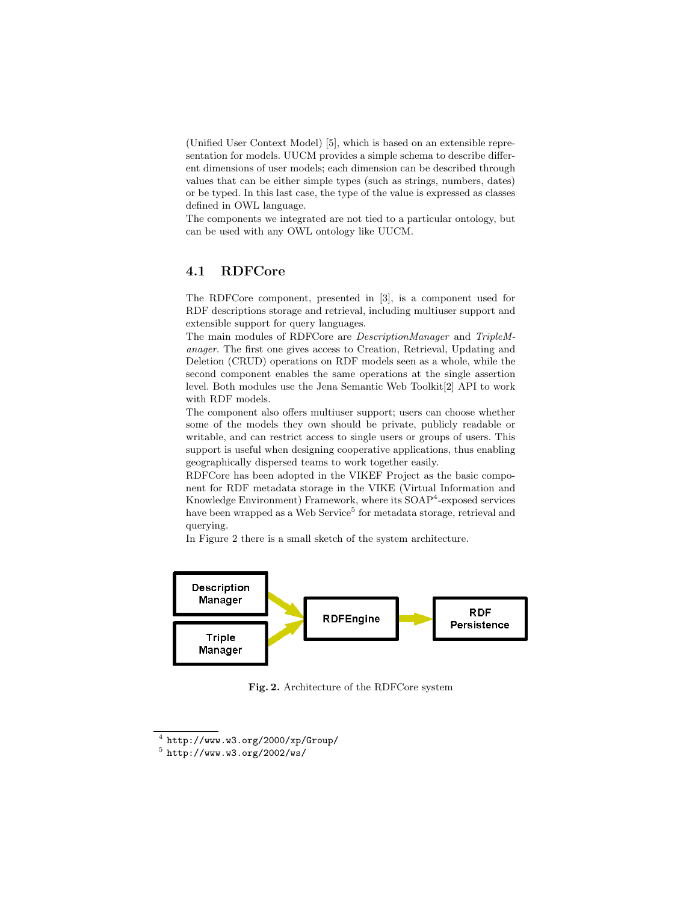(Unified User Context Model) [5], which is based on an extensible representation for models. UUCM provides a simple schema to describe different dimensions of user models; each dimension can be described through values that can be either simple types (such as strings, numbers, dates) or be typed. In this last case, the type of the value is expressed as classes defined in OWL language.
The components we integrated are not tied to a particular ontology, but can be used with any OWL ontology like UUCM.

### 4.1 RDFCore

The RDFCore component, presented in [3], is a component used for RDF descriptions storage and retrieval, including multiuser support and extensible support for query languages.
The main modules of RDFCore are *DescriptionManager* and *TripleManager*. The first one gives access to Creation, Retrieval, Updating and Deletion (CRUD) operations on RDF models seen as a whole, while the second component enables the same operations at the single assertion level. Both modules use the Jena Semantic Web Toolkit[2] API to work with RDF models.
The component also offers multiuser support; users can choose whether some of the models they own should be private, publicly readable or writable, and can restrict access to single users or groups of users. This support is useful when designing cooperative applications, thus enabling geographically dispersed teams to work together easily.
RDFCore has been adopted in the VIKEF Project as the basic component for RDF metadata storage in the VIKE (Virtual Information and Knowledge Environment) Framework, where its SOAP[4]-exposed services have been wrapped as a Web Service[5] for metadata storage, retrieval and querying.
In Figure 2 there is a small sketch of the system architecture.

Description Manager | Triple Manager → RDFEngine → RDF Persistence

**Fig. 2.** Architecture of the RDFCore system

[4] http://www.w3.org/2000/xp/Group/
[5] http://www.w3.org/2002/ws/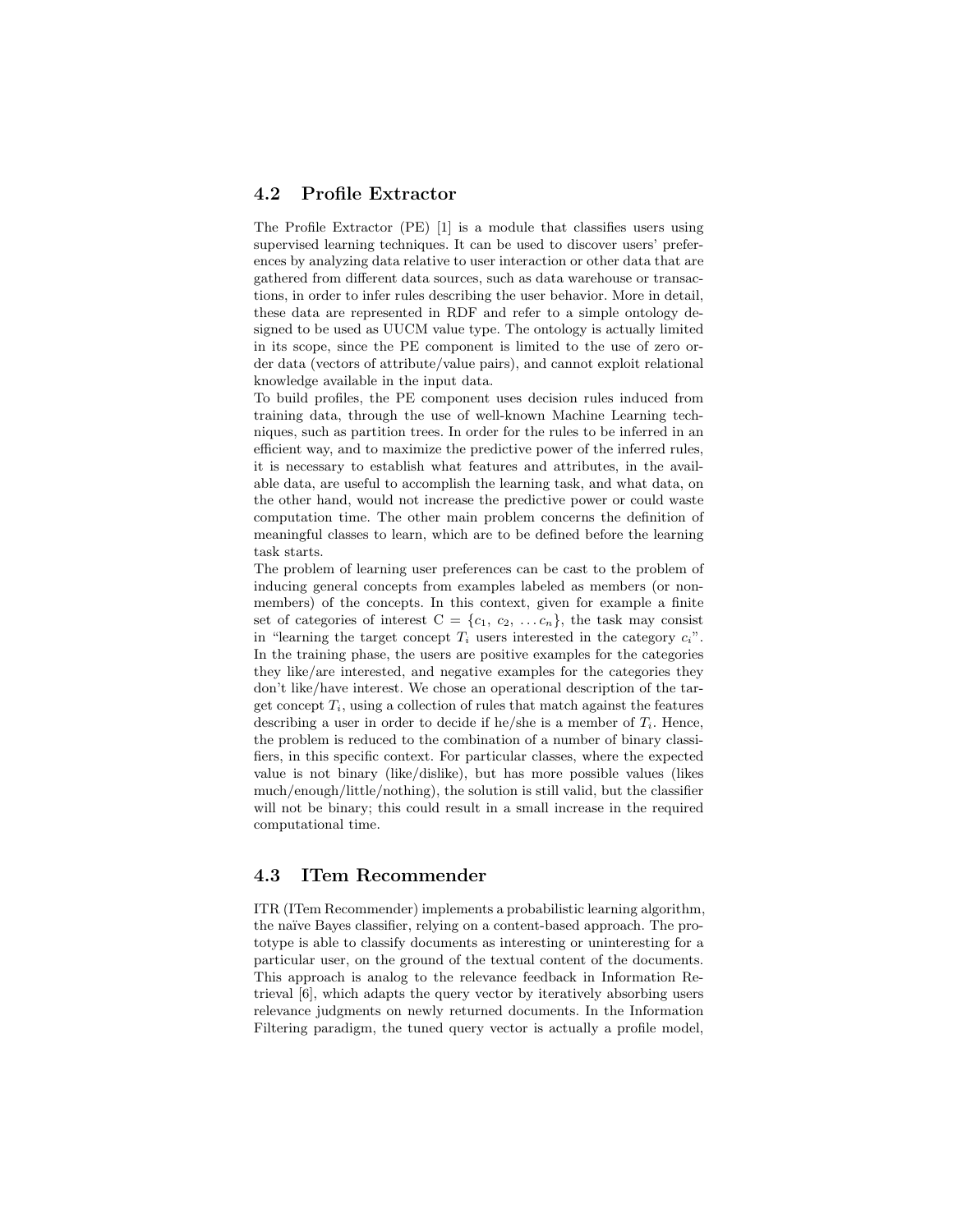## 4.2 Profile Extractor

The Profile Extractor (PE) [1] is a module that classifies users using supervised learning techniques. It can be used to discover users' preferences by analyzing data relative to user interaction or other data that are gathered from different data sources, such as data warehouse or transactions, in order to infer rules describing the user behavior. More in detail, these data are represented in RDF and refer to a simple ontology designed to be used as UUCM value type. The ontology is actually limited in its scope, since the PE component is limited to the use of zero order data (vectors of attribute/value pairs), and cannot exploit relational knowledge available in the input data.

To build profiles, the PE component uses decision rules induced from training data, through the use of well-known Machine Learning techniques, such as partition trees. In order for the rules to be inferred in an efficient way, and to maximize the predictive power of the inferred rules, it is necessary to establish what features and attributes, in the available data, are useful to accomplish the learning task, and what data, on the other hand, would not increase the predictive power or could waste computation time. The other main problem concerns the definition of meaningful classes to learn, which are to be defined before the learning task starts.

The problem of learning user preferences can be cast to the problem of inducing general concepts from examples labeled as members (or non-members) of the concepts. In this context, given for example a finite set of categories of interest C = $\{c_1, c_2, \ldots c_n\}$, the task may consist in "learning the target concept $T_i$ users interested in the category $c_i$". In the training phase, the users are positive examples for the categories they like/are interested, and negative examples for the categories they don't like/have interest. We chose an operational description of the target concept $T_i$, using a collection of rules that match against the features describing a user in order to decide if he/she is a member of $T_i$. Hence, the problem is reduced to the combination of a number of binary classifiers, in this specific context. For particular classes, where the expected value is not binary (like/dislike), but has more possible values (likes much/enough/little/nothing), the solution is still valid, but the classifier will not be binary; this could result in a small increase in the required computational time.

## 4.3 ITem Recommender

ITR (ITem Recommender) implements a probabilistic learning algorithm, the naïve Bayes classifier, relying on a content-based approach. The prototype is able to classify documents as interesting or uninteresting for a particular user, on the ground of the textual content of the documents. This approach is analog to the relevance feedback in Information Retrieval [6], which adapts the query vector by iteratively absorbing users relevance judgments on newly returned documents. In the Information Filtering paradigm, the tuned query vector is actually a profile model,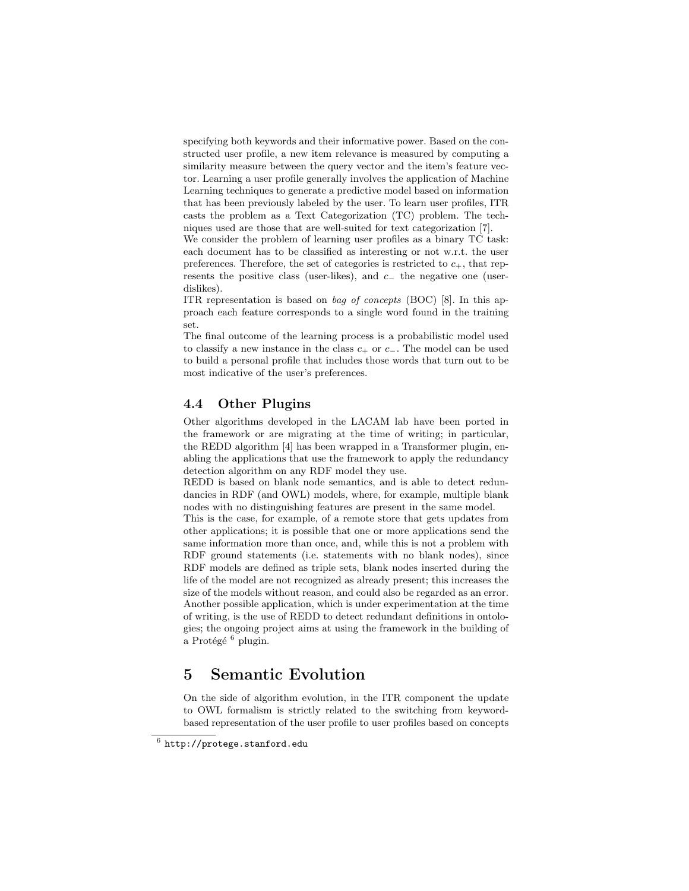specifying both keywords and their informative power. Based on the constructed user profile, a new item relevance is measured by computing a similarity measure between the query vector and the item's feature vector. Learning a user profile generally involves the application of Machine Learning techniques to generate a predictive model based on information that has been previously labeled by the user. To learn user profiles, ITR casts the problem as a Text Categorization (TC) problem. The techniques used are those that are well-suited for text categorization [7].
We consider the problem of learning user profiles as a binary TC task: each document has to be classified as interesting or not w.r.t. the user preferences. Therefore, the set of categories is restricted to $c_+$, that represents the positive class (user-likes), and $c_-$ the negative one (user-dislikes).
ITR representation is based on *bag of concepts* (BOC) [8]. In this approach each feature corresponds to a single word found in the training set.
The final outcome of the learning process is a probabilistic model used to classify a new instance in the class $c_+$ or $c_-$. The model can be used to build a personal profile that includes those words that turn out to be most indicative of the user's preferences.

### 4.4 Other Plugins

Other algorithms developed in the LACAM lab have been ported in the framework or are migrating at the time of writing; in particular, the REDD algorithm [4] has been wrapped in a Transformer plugin, enabling the applications that use the framework to apply the redundancy detection algorithm on any RDF model they use.
REDD is based on blank node semantics, and is able to detect redundancies in RDF (and OWL) models, where, for example, multiple blank nodes with no distinguishing features are present in the same model.
This is the case, for example, of a remote store that gets updates from other applications; it is possible that one or more applications send the same information more than once, and, while this is not a problem with RDF ground statements (i.e. statements with no blank nodes), since RDF models are defined as triple sets, blank nodes inserted during the life of the model are not recognized as already present; this increases the size of the models without reason, and could also be regarded as an error.
Another possible application, which is under experimentation at the time of writing, is the use of REDD to detect redundant definitions in ontologies; the ongoing project aims at using the framework in the building of a Protégé [6] plugin.

## 5 Semantic Evolution

On the side of algorithm evolution, in the ITR component the update to OWL formalism is strictly related to the switching from keyword-based representation of the user profile to user profiles based on concepts

[6] http://protege.stanford.edu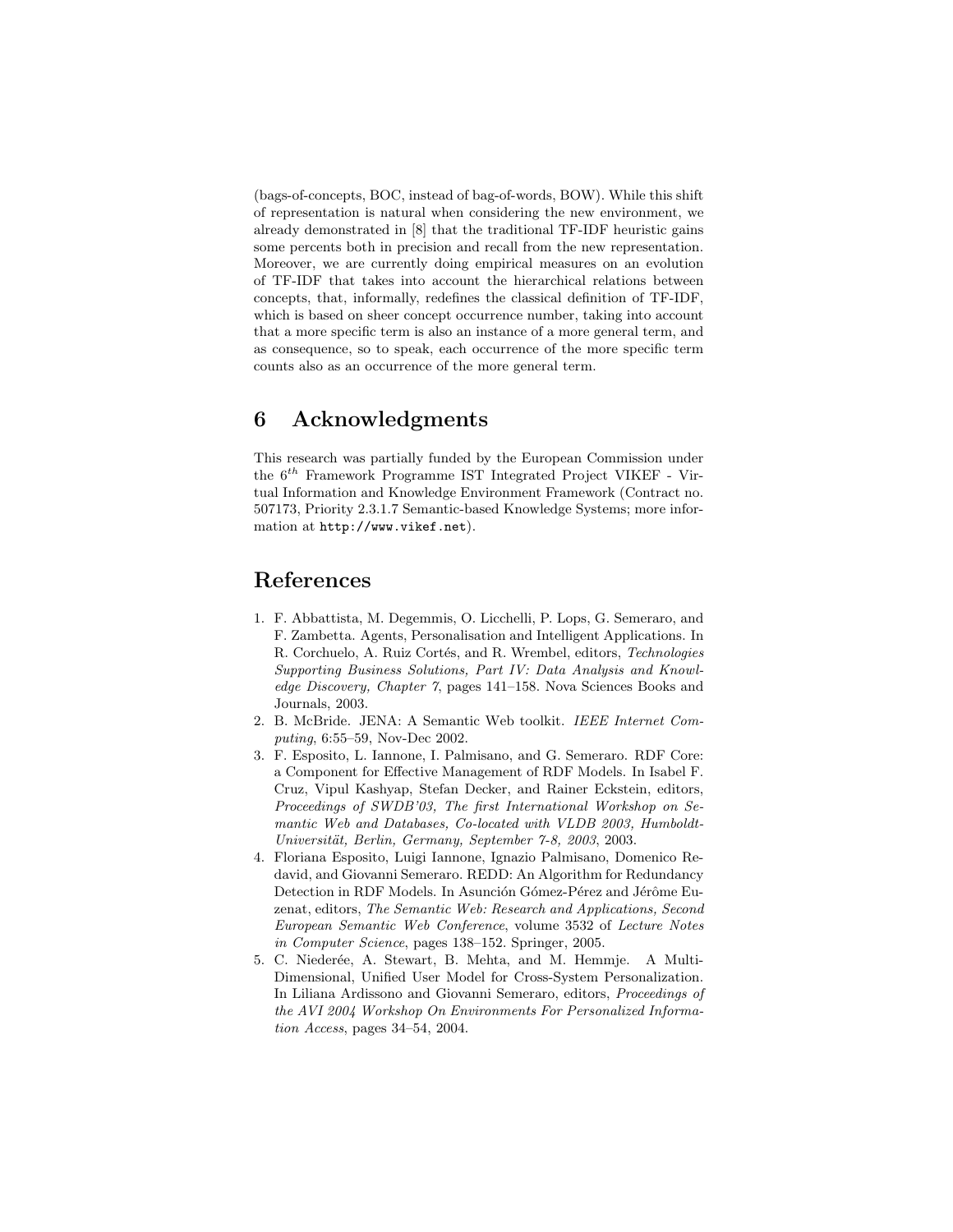(bags-of-concepts, BOC, instead of bag-of-words, BOW). While this shift of representation is natural when considering the new environment, we already demonstrated in [8] that the traditional TF-IDF heuristic gains some percents both in precision and recall from the new representation. Moreover, we are currently doing empirical measures on an evolution of TF-IDF that takes into account the hierarchical relations between concepts, that, informally, redefines the classical definition of TF-IDF, which is based on sheer concept occurrence number, taking into account that a more specific term is also an instance of a more general term, and as consequence, so to speak, each occurrence of the more specific term counts also as an occurrence of the more general term.

## 6 Acknowledgments

This research was partially funded by the European Commission under the $6^{th}$ Framework Programme IST Integrated Project VIKEF - Virtual Information and Knowledge Environment Framework (Contract no. 507173, Priority 2.3.1.7 Semantic-based Knowledge Systems; more information at `http://www.vikef.net`).

## References

1. F. Abbattista, M. Degemmis, O. Licchelli, P. Lops, G. Semeraro, and F. Zambetta. Agents, Personalisation and Intelligent Applications. In R. Corchuelo, A. Ruiz Cortés, and R. Wrembel, editors, *Technologies Supporting Business Solutions, Part IV: Data Analysis and Knowledge Discovery, Chapter 7*, pages 141–158. Nova Sciences Books and Journals, 2003.
2. B. McBride. JENA: A Semantic Web toolkit. *IEEE Internet Computing*, 6:55–59, Nov-Dec 2002.
3. F. Esposito, L. Iannone, I. Palmisano, and G. Semeraro. RDF Core: a Component for Effective Management of RDF Models. In Isabel F. Cruz, Vipul Kashyap, Stefan Decker, and Rainer Eckstein, editors, *Proceedings of SWDB'03, The first International Workshop on Semantic Web and Databases, Co-located with VLDB 2003, Humboldt-Universität, Berlin, Germany, September 7-8, 2003*, 2003.
4. Floriana Esposito, Luigi Iannone, Ignazio Palmisano, Domenico Redavid, and Giovanni Semeraro. REDD: An Algorithm for Redundancy Detection in RDF Models. In Asunción Gómez-Pérez and Jérôme Euzenat, editors, *The Semantic Web: Research and Applications, Second European Semantic Web Conference*, volume 3532 of *Lecture Notes in Computer Science*, pages 138–152. Springer, 2005.
5. C. Niederée, A. Stewart, B. Mehta, and M. Hemmje. A Multi-Dimensional, Unified User Model for Cross-System Personalization. In Liliana Ardissono and Giovanni Semeraro, editors, *Proceedings of the AVI 2004 Workshop On Environments For Personalized Information Access*, pages 34–54, 2004.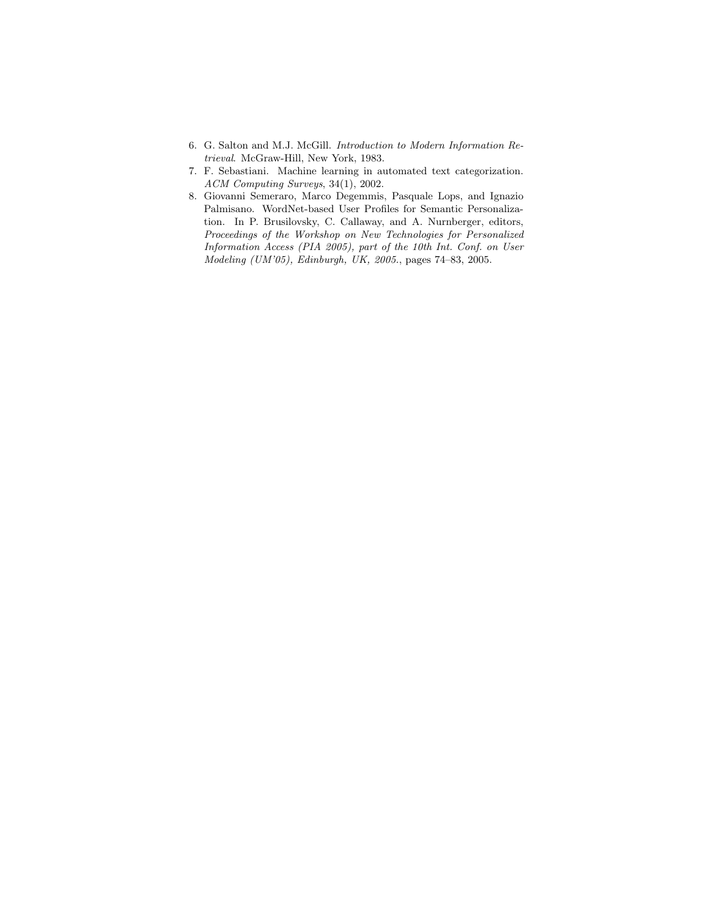6. G. Salton and M.J. McGill. *Introduction to Modern Information Retrieval*. McGraw-Hill, New York, 1983.
7. F. Sebastiani. Machine learning in automated text categorization. *ACM Computing Surveys*, 34(1), 2002.
8. Giovanni Semeraro, Marco Degemmis, Pasquale Lops, and Ignazio Palmisano. WordNet-based User Profiles for Semantic Personalization. In P. Brusilovsky, C. Callaway, and A. Nurnberger, editors, *Proceedings of the Workshop on New Technologies for Personalized Information Access (PIA 2005), part of the 10th Int. Conf. on User Modeling (UM'05), Edinburgh, UK, 2005.*, pages 74–83, 2005.